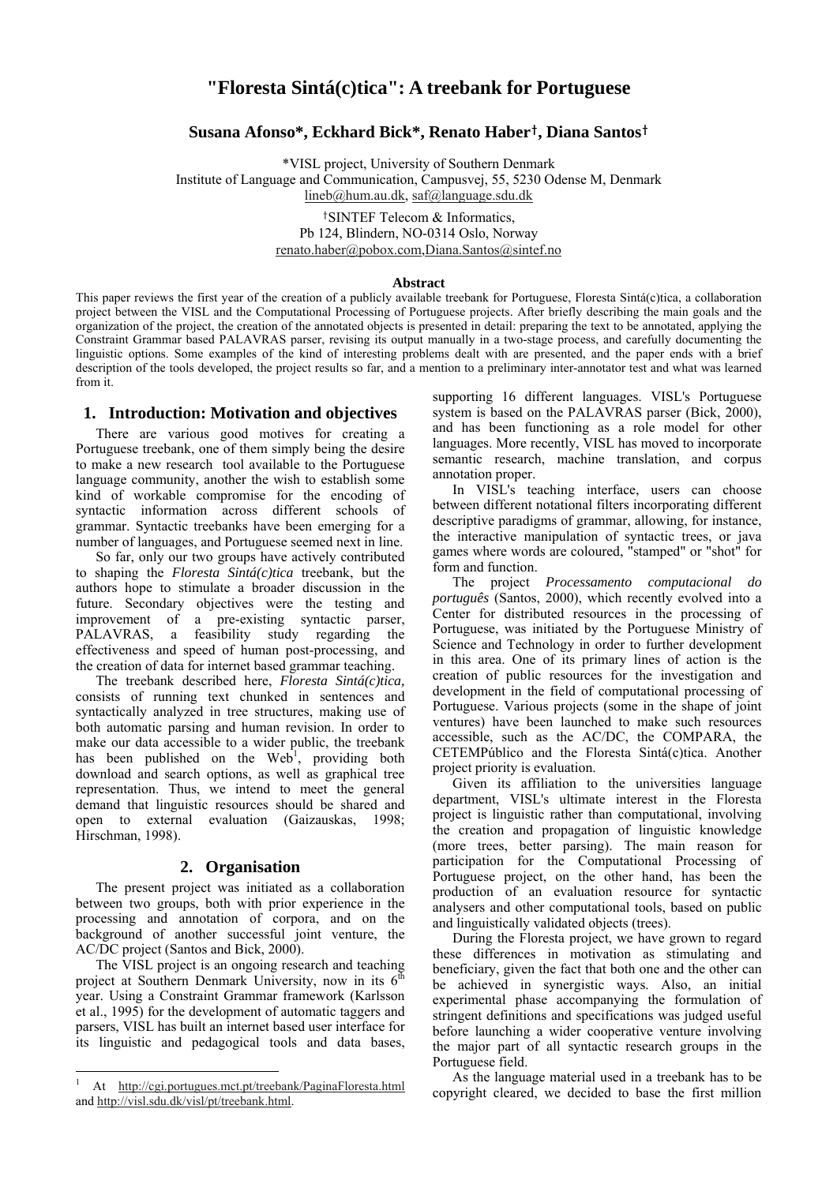# "Floresta Sintá(c)tica": A treebank for Portuguese

**Susana Afonso\*, Eckhard Bick\*, Renato Haber†, Diana Santos†**

\*VISL project, University of Southern Denmark
Institute of Language and Communication, Campusvej, 55, 5230 Odense M, Denmark
lineb@hum.au.dk, saf@language.sdu.dk

†SINTEF Telecom & Informatics,
Pb 124, Blindern, NO-0314 Oslo, Norway
renato.haber@pobox.com, Diana.Santos@sintef.no

**Abstract**

This paper reviews the first year of the creation of a publicly available treebank for Portuguese, Floresta Sintá(c)tica, a collaboration project between the VISL and the Computational Processing of Portuguese projects. After briefly describing the main goals and the organization of the project, the creation of the annotated objects is presented in detail: preparing the text to be annotated, applying the Constraint Grammar based PALAVRAS parser, revising its output manually in a two-stage process, and carefully documenting the linguistic options. Some examples of the kind of interesting problems dealt with are presented, and the paper ends with a brief description of the tools developed, the project results so far, and a mention to a preliminary inter-annotator test and what was learned from it.

## 1. Introduction: Motivation and objectives

There are various good motives for creating a Portuguese treebank, one of them simply being the desire to make a new research tool available to the Portuguese language community, another the wish to establish some kind of workable compromise for the encoding of syntactic information across different schools of grammar. Syntactic treebanks have been emerging for a number of languages, and Portuguese seemed next in line.

So far, only our two groups have actively contributed to shaping the *Floresta Sintá(c)tica* treebank, but the authors hope to stimulate a broader discussion in the future. Secondary objectives were the testing and improvement of a pre-existing syntactic parser, PALAVRAS, a feasibility study regarding the effectiveness and speed of human post-processing, and the creation of data for internet based grammar teaching.

The treebank described here, *Floresta Sintá(c)tica,* consists of running text chunked in sentences and syntactically analyzed in tree structures, making use of both automatic parsing and human revision. In order to make our data accessible to a wider public, the treebank has been published on the Web[1], providing both download and search options, as well as graphical tree representation. Thus, we intend to meet the general demand that linguistic resources should be shared and open to external evaluation (Gaizauskas, 1998; Hirschman, 1998).

## 2. Organisation

The present project was initiated as a collaboration between two groups, both with prior experience in the processing and annotation of corpora, and on the background of another successful joint venture, the AC/DC project (Santos and Bick, 2000).

The VISL project is an ongoing research and teaching project at Southern Denmark University, now in its 6[th] year. Using a Constraint Grammar framework (Karlsson et al., 1995) for the development of automatic taggers and parsers, VISL has built an internet based user interface for its linguistic and pedagogical tools and data bases, supporting 16 different languages. VISL's Portuguese system is based on the PALAVRAS parser (Bick, 2000), and has been functioning as a role model for other languages. More recently, VISL has moved to incorporate semantic research, machine translation, and corpus annotation proper.

In VISL's teaching interface, users can choose between different notational filters incorporating different descriptive paradigms of grammar, allowing, for instance, the interactive manipulation of syntactic trees, or java games where words are coloured, "stamped" or "shot" for form and function.

The project *Processamento computacional do português* (Santos, 2000), which recently evolved into a Center for distributed resources in the processing of Portuguese, was initiated by the Portuguese Ministry of Science and Technology in order to further development in this area. One of its primary lines of action is the creation of public resources for the investigation and development in the field of computational processing of Portuguese. Various projects (some in the shape of joint ventures) have been launched to make such resources accessible, such as the AC/DC, the COMPARA, the CETEMPúblico and the Floresta Sintá(c)tica. Another project priority is evaluation.

Given its affiliation to the universities language department, VISL's ultimate interest in the Floresta project is linguistic rather than computational, involving the creation and propagation of linguistic knowledge (more trees, better parsing). The main reason for participation for the Computational Processing of Portuguese project, on the other hand, has been the production of an evaluation resource for syntactic analysers and other computational tools, based on public and linguistically validated objects (trees).

During the Floresta project, we have grown to regard these differences in motivation as stimulating and beneficiary, given the fact that both one and the other can be achieved in synergistic ways. Also, an initial experimental phase accompanying the formulation of stringent definitions and specifications was judged useful before launching a wider cooperative venture involving the major part of all syntactic research groups in the Portuguese field.

As the language material used in a treebank has to be copyright cleared, we decided to base the first million

[1] At http://cgi.portugues.mct.pt/treebank/PaginaFloresta.html and http://visl.sdu.dk/visl/pt/treebank.html.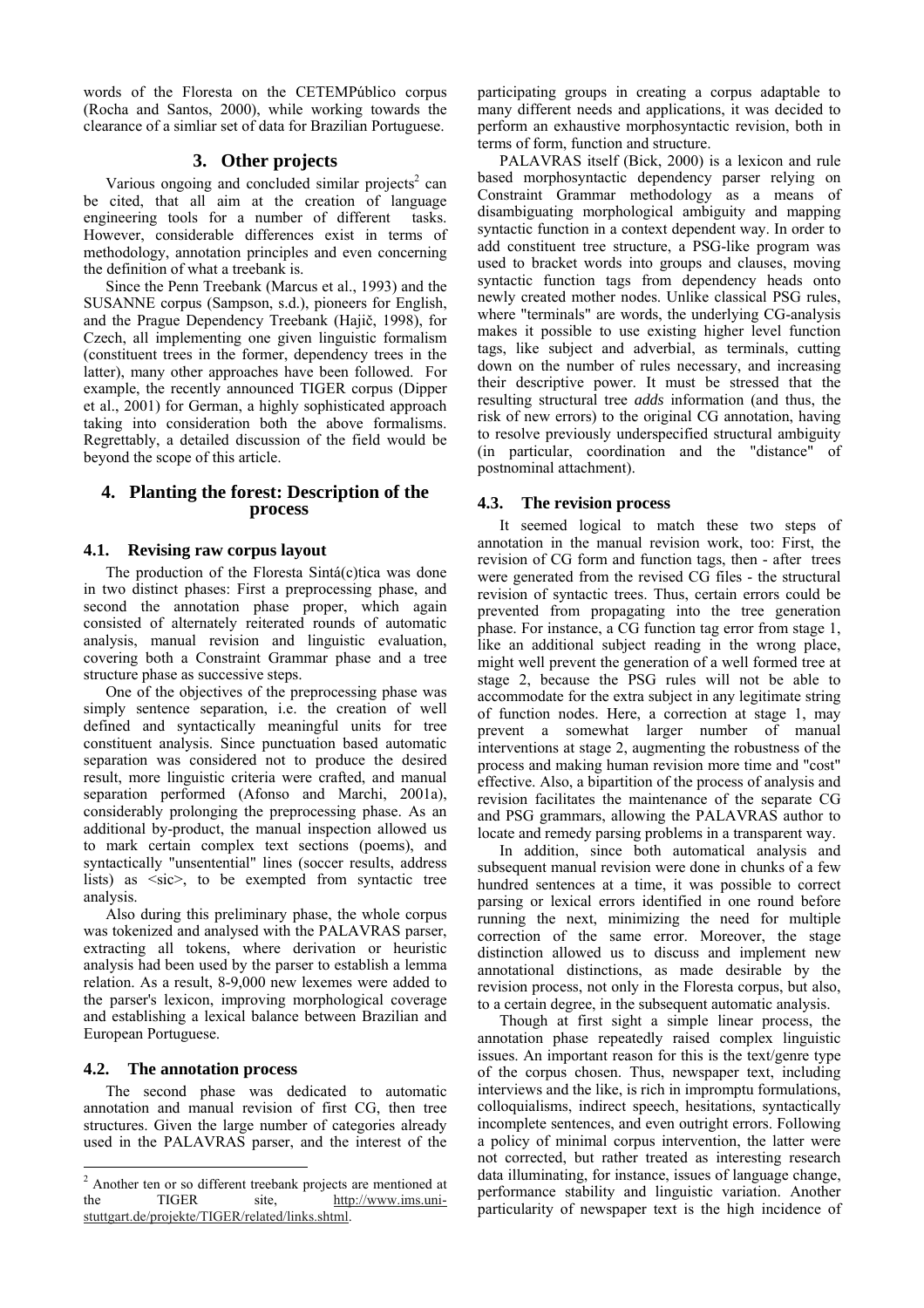words of the Floresta on the CETEMPúblico corpus (Rocha and Santos, 2000), while working towards the clearance of a simliar set of data for Brazilian Portuguese.

## 3. Other projects

Various ongoing and concluded similar projects[2] can be cited, that all aim at the creation of language engineering tools for a number of different tasks. However, considerable differences exist in terms of methodology, annotation principles and even concerning the definition of what a treebank is.

Since the Penn Treebank (Marcus et al., 1993) and the SUSANNE corpus (Sampson, s.d.), pioneers for English, and the Prague Dependency Treebank (Hajič, 1998), for Czech, all implementing one given linguistic formalism (constituent trees in the former, dependency trees in the latter), many other approaches have been followed. For example, the recently announced TIGER corpus (Dipper et al., 2001) for German, a highly sophisticated approach taking into consideration both the above formalisms. Regrettably, a detailed discussion of the field would be beyond the scope of this article.

## 4. Planting the forest: Description of the process

### 4.1. Revising raw corpus layout

The production of the Floresta Sintá(c)tica was done in two distinct phases: First a preprocessing phase, and second the annotation phase proper, which again consisted of alternately reiterated rounds of automatic analysis, manual revision and linguistic evaluation, covering both a Constraint Grammar phase and a tree structure phase as successive steps.

One of the objectives of the preprocessing phase was simply sentence separation, i.e. the creation of well defined and syntactically meaningful units for tree constituent analysis. Since punctuation based automatic separation was considered not to produce the desired result, more linguistic criteria were crafted, and manual separation performed (Afonso and Marchi, 2001a), considerably prolonging the preprocessing phase. As an additional by-product, the manual inspection allowed us to mark certain complex text sections (poems), and syntactically "unsentential" lines (soccer results, address lists) as <sic>, to be exempted from syntactic tree analysis.

Also during this preliminary phase, the whole corpus was tokenized and analysed with the PALAVRAS parser, extracting all tokens, where derivation or heuristic analysis had been used by the parser to establish a lemma relation. As a result, 8-9,000 new lexemes were added to the parser's lexicon, improving morphological coverage and establishing a lexical balance between Brazilian and European Portuguese.

### 4.2. The annotation process

The second phase was dedicated to automatic annotation and manual revision of first CG, then tree structures. Given the large number of categories already used in the PALAVRAS parser, and the interest of the participating groups in creating a corpus adaptable to many different needs and applications, it was decided to perform an exhaustive morphosyntactic revision, both in terms of form, function and structure.

PALAVRAS itself (Bick, 2000) is a lexicon and rule based morphosyntactic dependency parser relying on Constraint Grammar methodology as a means of disambiguating morphological ambiguity and mapping syntactic function in a context dependent way. In order to add constituent tree structure, a PSG-like program was used to bracket words into groups and clauses, moving syntactic function tags from dependency heads onto newly created mother nodes. Unlike classical PSG rules, where "terminals" are words, the underlying CG-analysis makes it possible to use existing higher level function tags, like subject and adverbial, as terminals, cutting down on the number of rules necessary, and increasing their descriptive power. It must be stressed that the resulting structural tree *adds* information (and thus, the risk of new errors) to the original CG annotation, having to resolve previously underspecified structural ambiguity (in particular, coordination and the "distance" of postnominal attachment).

### 4.3. The revision process

It seemed logical to match these two steps of annotation in the manual revision work, too: First, the revision of CG form and function tags, then - after trees were generated from the revised CG files - the structural revision of syntactic trees. Thus, certain errors could be prevented from propagating into the tree generation phase. For instance, a CG function tag error from stage 1, like an additional subject reading in the wrong place, might well prevent the generation of a well formed tree at stage 2, because the PSG rules will not be able to accommodate for the extra subject in any legitimate string of function nodes. Here, a correction at stage 1, may prevent a somewhat larger number of manual interventions at stage 2, augmenting the robustness of the process and making human revision more time and "cost" effective. Also, a bipartition of the process of analysis and revision facilitates the maintenance of the separate CG and PSG grammars, allowing the PALAVRAS author to locate and remedy parsing problems in a transparent way.

In addition, since both automatical analysis and subsequent manual revision were done in chunks of a few hundred sentences at a time, it was possible to correct parsing or lexical errors identified in one round before running the next, minimizing the need for multiple correction of the same error. Moreover, the stage distinction allowed us to discuss and implement new annotational distinctions, as made desirable by the revision process, not only in the Floresta corpus, but also, to a certain degree, in the subsequent automatic analysis.

Though at first sight a simple linear process, the annotation phase repeatedly raised complex linguistic issues. An important reason for this is the text/genre type of the corpus chosen. Thus, newspaper text, including interviews and the like, is rich in impromptu formulations, colloquialisms, indirect speech, hesitations, syntactically incomplete sentences, and even outright errors. Following a policy of minimal corpus intervention, the latter were not corrected, but rather treated as interesting research data illuminating, for instance, issues of language change, performance stability and linguistic variation. Another particularity of newspaper text is the high incidence of

---

[2] Another ten or so different treebank projects are mentioned at the TIGER site, http://www.ims.uni-stuttgart.de/projekte/TIGER/related/links.shtml.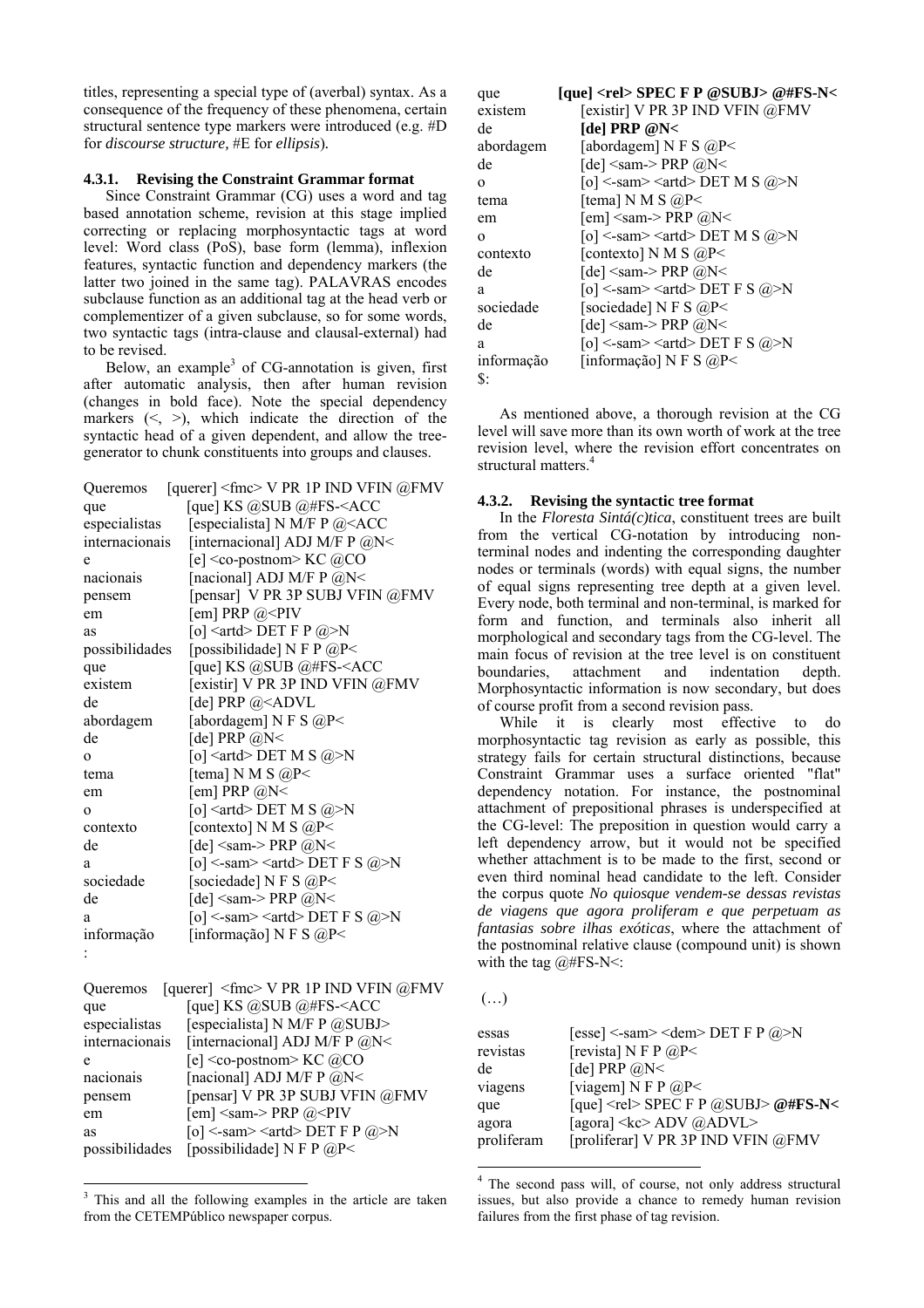titles, representing a special type of (averbal) syntax. As a consequence of the frequency of these phenomena, certain structural sentence type markers were introduced (e.g. #D for *discourse structure,* #E for *ellipsis*).

#### 4.3.1. Revising the Constraint Grammar format

Since Constraint Grammar (CG) uses a word and tag based annotation scheme, revision at this stage implied correcting or replacing morphosyntactic tags at word level: Word class (PoS), base form (lemma), inflexion features, syntactic function and dependency markers (the latter two joined in the same tag). PALAVRAS encodes subclause function as an additional tag at the head verb or complementizer of a given subclause, so for some words, two syntactic tags (intra-clause and clausal-external) had to be revised.

Below, an example[3] of CG-annotation is given, first after automatic analysis, then after human revision (changes in bold face). Note the special dependency markers (<, >), which indicate the direction of the syntactic head of a given dependent, and allow the tree-generator to chunk constituents into groups and clauses.

```
Queremos        [querer] <fmc> V PR 1P IND VFIN @FMV
que             [que] KS @SUB @#FS-<ACC
especialistas   [especialista] N M/F P @<ACC
internacionais  [internacional] ADJ M/F P @N<
e               [e] <co-postnom> KC @CO
nacionais       [nacional] ADJ M/F P @N<
pensem          [pensar]  V PR 3P SUBJ VFIN @FMV
em              [em] PRP @<PIV
as              [o] <artd> DET F P @>N
possibilidades  [possibilidade] N F P @P<
que             [que] KS @SUB @#FS-<ACC
existem         [existir] V PR 3P IND VFIN @FMV
de              [de] PRP @<ADVL
abordagem       [abordagem] N F S @P<
de              [de] PRP @N<
o               [o] <artd> DET M S @>N
tema            [tema] N M S @P<
em              [em] PRP @N<
o               [o] <artd> DET M S @>N
contexto        [contexto] N M S @P<
de              [de] <sam-> PRP @N<
a               [o] <-sam> <artd> DET F S @>N
sociedade       [sociedade] N F S @P<
de              [de] <sam-> PRP @N<
a               [o] <-sam> <artd> DET F S @>N
informação      [informação] N F S @P<
:
```

```
Queremos        [querer]  <fmc> V PR 1P IND VFIN @FMV
que             [que] KS @SUB @#FS-<ACC
especialistas   [especialista] N M/F P @SUBJ>
internacionais  [internacional] ADJ M/F P @N<
e               [e] <co-postnom> KC @CO
nacionais       [nacional] ADJ M/F P @N<
pensem          [pensar] V PR 3P SUBJ VFIN @FMV
em              [em] <sam-> PRP @<PIV
as              [o] <-sam> <artd> DET F P @>N
possibilidades  [possibilidade] N F P @P<
que             **[que] <rel> SPEC F P @SUBJ> @#FS-N<**
existem         [existir] V PR 3P IND VFIN @FMV
de              **[de] PRP @N<**
abordagem       [abordagem] N F S @P<
de              [de] <sam-> PRP @N<
o               [o] <-sam> <artd> DET M S @>N
tema            [tema] N M S @P<
em              [em] <sam-> PRP @N<
o               [o] <-sam> <artd> DET M S @>N
contexto        [contexto] N M S @P<
de              [de] <sam-> PRP @N<
a               [o] <-sam> <artd> DET F S @>N
sociedade       [sociedade] N F S @P<
de              [de] <sam-> PRP @N<
a               [o] <-sam> <artd> DET F S @>N
informação      [informação] N F S @P<
$:
```

As mentioned above, a thorough revision at the CG level will save more than its own worth of work at the tree revision level, where the revision effort concentrates on structural matters.[4]

#### 4.3.2. Revising the syntactic tree format

In the *Floresta Sintá(c)tica*, constituent trees are built from the vertical CG-notation by introducing non-terminal nodes and indenting the corresponding daughter nodes or terminals (words) with equal signs, the number of equal signs representing tree depth at a given level. Every node, both terminal and non-terminal, is marked for form and function, and terminals also inherit all morphological and secondary tags from the CG-level. The main focus of revision at the tree level is on constituent boundaries, attachment and indentation depth. Morphosyntactic information is now secondary, but does of course profit from a second revision pass.

While it is clearly most effective to do morphosyntactic tag revision as early as possible, this strategy fails for certain structural distinctions, because Constraint Grammar uses a surface oriented "flat" dependency notation. For instance, the postnominal attachment of prepositional phrases is underspecified at the CG-level: The preposition in question would carry a left dependency arrow, but it would not be specified whether attachment is to be made to the first, second or even third nominal head candidate to the left. Consider the corpus quote *No quiosque vendem-se dessas revistas de viagens que agora proliferam e que perpetuam as fantasias sobre ilhas exóticas*, where the attachment of the postnominal relative clause (compound unit) is shown with the tag @#FS-N<:

(…)

```
essas       [esse] <-sam> <dem> DET F P @>N
revistas    [revista] N F P @P<
de          [de] PRP @N<
viagens     [viagem] N F P @P<
que         [que] <rel> SPEC F P @SUBJ> @#FS-N<
agora       [agora] <kc> ADV @ADVL>
proliferam  [proliferar] V PR 3P IND VFIN @FMV
```

(In the last listing, "@#FS-N<" on the "que" line is in bold face.)

---

[3] This and all the following examples in the article are taken from the CETEMPúblico newspaper corpus.

[4] The second pass will, of course, not only address structural issues, but also provide a chance to remedy human revision failures from the first phase of tag revision.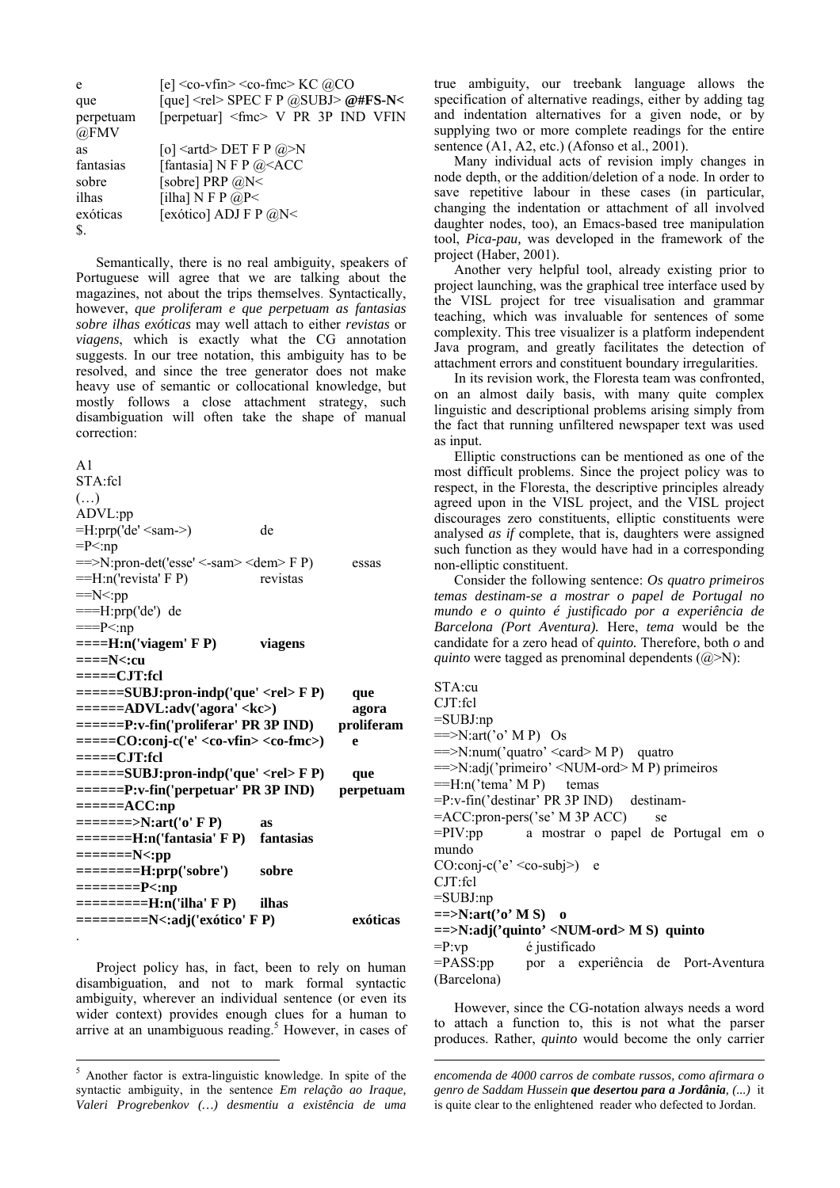```
e            [e] <co-vfin> <co-fmc> KC @CO
que          [que] <rel> SPEC F P @SUBJ> @#FS-N<
perpetuam    [perpetuar] <fmc> V PR 3P IND VFIN
@FMV
as           [o] <artd> DET F P @>N
fantasias    [fantasia] N F P @<ACC
sobre        [sobre] PRP @N<
ilhas        [ilha] N F P @P<
exóticas     [exótico] ADJ F P @N<
$.
```

Semantically, there is no real ambiguity, speakers of Portuguese will agree that we are talking about the magazines, not about the trips themselves. Syntactically, however, *que proliferam e que perpetuam as fantasias sobre ilhas exóticas* may well attach to either *revistas* or *viagens*, which is exactly what the CG annotation suggests. In our tree notation, this ambiguity has to be resolved, and since the tree generator does not make heavy use of semantic or collocational knowledge, but mostly follows a close attachment strategy, such disambiguation will often take the shape of manual correction:

```
A1
STA:fcl
(…)
ADVL:pp
=H:prp('de' <sam->)                          de
=P<:np
==>N:pron-det('esse' <-sam> <dem> F P)       essas
==H:n('revista' F P)                         revistas
==N<:pp
===H:prp('de')  de
===P<:np
====H:n('viagem' F P)                        viagens
====N<:cu
=====CJT:fcl
======SUBJ:pron-indp('que' <rel> F P)        que
======ADVL:adv('agora' <kc>)                 agora
======P:v-fin('proliferar' PR 3P IND)        proliferam
=====CO:conj-c('e' <co-vfin> <co-fmc>)       e
=====CJT:fcl
======SUBJ:pron-indp('que' <rel> F P)        que
======P:v-fin('perpetuar' PR 3P IND)         perpetuam
======ACC:np
=======>N:art('o' F P)                       as
=======H:n('fantasia' F P)                   fantasias
=======N<:pp
========H:prp('sobre')                       sobre
========P<:np
=========H:n('ilha' F P)                     ilhas
=========N<:adj('exótico' F P)               exóticas
.
```

Project policy has, in fact, been to rely on human disambiguation, and not to mark formal syntactic ambiguity, wherever an individual sentence (or even its wider context) provides enough clues for a human to arrive at an unambiguous reading.[5] However, in cases of true ambiguity, our treebank language allows the specification of alternative readings, either by adding tag and indentation alternatives for a given node, or by supplying two or more complete readings for the entire sentence (A1, A2, etc.) (Afonso et al., 2001).

Many individual acts of revision imply changes in node depth, or the addition/deletion of a node. In order to save repetitive labour in these cases (in particular, changing the indentation or attachment of all involved daughter nodes, too), an Emacs-based tree manipulation tool, *Pica-pau,* was developed in the framework of the project (Haber, 2001).

Another very helpful tool, already existing prior to project launching, was the graphical tree interface used by the VISL project for tree visualisation and grammar teaching, which was invaluable for sentences of some complexity. This tree visualizer is a platform independent Java program, and greatly facilitates the detection of attachment errors and constituent boundary irregularities.

In its revision work, the Floresta team was confronted, on an almost daily basis, with many quite complex linguistic and descriptional problems arising simply from the fact that running unfiltered newspaper text was used as input.

Elliptic constructions can be mentioned as one of the most difficult problems. Since the project policy was to respect, in the Floresta, the descriptive principles already agreed upon in the VISL project, and the VISL project discourages zero constituents, elliptic constituents were analysed *as if* complete, that is, daughters were assigned such function as they would have had in a corresponding non-elliptic constituent.

Consider the following sentence: *Os quatro primeiros temas destinam-se a mostrar o papel de Portugal no mundo e o quinto é justificado por a experiência de Barcelona (Port Aventura).* Here, *tema* would be the candidate for a zero head of *quinto.* Therefore, both *o* and *quinto* were tagged as prenominal dependents (@>N):

```
STA:cu
CJT:fcl
=SUBJ:np
==>N:art('o' M P)   Os
==>N:num('quatro' <card> M P)    quatro
==>N:adj('primeiro' <NUM-ord> M P) primeiros
==H:n('tema' M P)     temas
=P:v-fin('destinar' PR 3P IND)    destinam-
=ACC:pron-pers('se' M 3P ACC)       se
=PIV:pp          a mostrar o papel de Portugal em o mundo
CO:conj-c('e' <co-subj>)    e
CJT:fcl
=SUBJ:np
==>N:art('o' M S)    o
==>N:adj('quinto' <NUM-ord> M S)  quinto
=P:vp            é justificado
=PASS:pp         por a experiência de Port-Aventura (Barcelona)
```

However, since the CG-notation always needs a word to attach a function to, this is not what the parser produces. Rather, *quinto* would become the only carrier

---

[5] Another factor is extra-linguistic knowledge. In spite of the syntactic ambiguity, in the sentence *Em relação ao Iraque, Valeri Progrebenkov (…) desmentiu a existência de uma encomenda de 4000 carros de combate russos, como afirmara o genro de Saddam Hussein **que desertou para a Jordânia**, (...)* it is quite clear to the enlightened reader who defected to Jordan.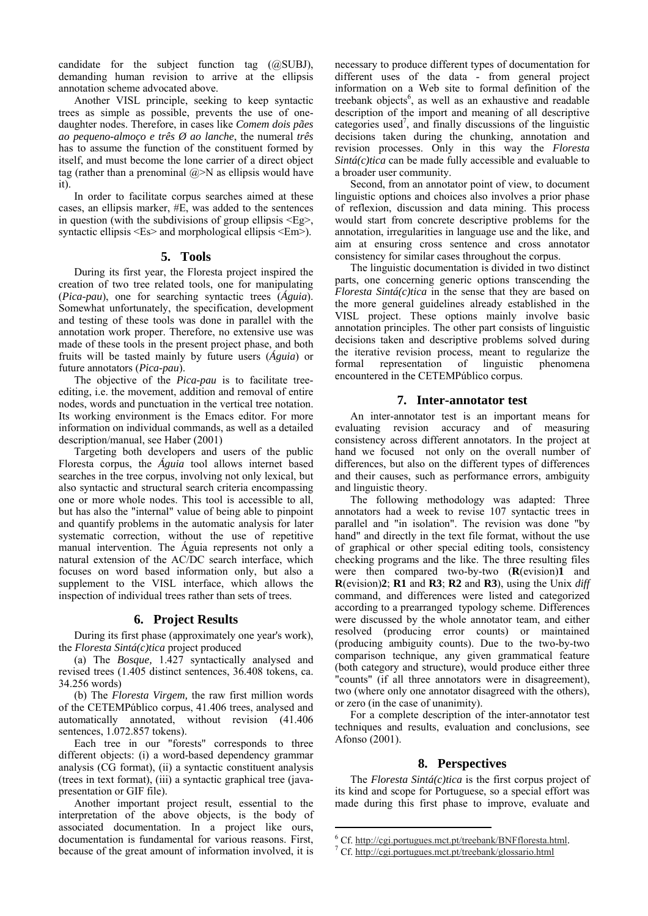candidate for the subject function tag (@SUBJ), demanding human revision to arrive at the ellipsis annotation scheme advocated above.

Another VISL principle, seeking to keep syntactic trees as simple as possible, prevents the use of one-daughter nodes. Therefore, in cases like *Comem dois pães ao pequeno-almoço e três Ø ao lanche*, the numeral *três* has to assume the function of the constituent formed by itself, and must become the lone carrier of a direct object tag (rather than a prenominal @>N as ellipsis would have it).

In order to facilitate corpus searches aimed at these cases, an ellipsis marker, #E, was added to the sentences in question (with the subdivisions of group ellipsis <Eg>, syntactic ellipsis <Es> and morphological ellipsis <Em>).

## 5. Tools

During its first year, the Floresta project inspired the creation of two tree related tools, one for manipulating (*Pica-pau*), one for searching syntactic trees (*Águia*). Somewhat unfortunately, the specification, development and testing of these tools was done in parallel with the annotation work proper. Therefore, no extensive use was made of these tools in the present project phase, and both fruits will be tasted mainly by future users (*Águia*) or future annotators (*Pica-pau*).

The objective of the *Pica-pau* is to facilitate tree-editing, i.e. the movement, addition and removal of entire nodes, words and punctuation in the vertical tree notation. Its working environment is the Emacs editor. For more information on individual commands, as well as a detailed description/manual, see Haber (2001)

Targeting both developers and users of the public Floresta corpus, the *Águia* tool allows internet based searches in the tree corpus, involving not only lexical, but also syntactic and structural search criteria encompassing one or more whole nodes. This tool is accessible to all, but has also the "internal" value of being able to pinpoint and quantify problems in the automatic analysis for later systematic correction, without the use of repetitive manual intervention. The Águia represents not only a natural extension of the AC/DC search interface, which focuses on word based information only, but also a supplement to the VISL interface, which allows the inspection of individual trees rather than sets of trees.

## 6. Project Results

During its first phase (approximately one year's work), the *Floresta Sintá(c)tica* project produced

(a) The *Bosque,* 1.427 syntactically analysed and revised trees (1.405 distinct sentences, 36.408 tokens, ca. 34.256 words)

(b) The *Floresta Virgem,* the raw first million words of the CETEMPúblico corpus, 41.406 trees, analysed and automatically annotated, without revision (41.406 sentences, 1.072.857 tokens).

Each tree in our "forests" corresponds to three different objects: (i) a word-based dependency grammar analysis (CG format), (ii) a syntactic constituent analysis (trees in text format), (iii) a syntactic graphical tree (java-presentation or GIF file).

Another important project result, essential to the interpretation of the above objects, is the body of associated documentation. In a project like ours, documentation is fundamental for various reasons. First, because of the great amount of information involved, it is necessary to produce different types of documentation for different uses of the data - from general project information on a Web site to formal definition of the treebank objects[6], as well as an exhaustive and readable description of the import and meaning of all descriptive categories used[7], and finally discussions of the linguistic decisions taken during the chunking, annotation and revision processes. Only in this way the *Floresta Sintá(c)tica* can be made fully accessible and evaluable to a broader user community.

Second, from an annotator point of view, to document linguistic options and choices also involves a prior phase of reflexion, discussion and data mining. This process would start from concrete descriptive problems for the annotation, irregularities in language use and the like, and aim at ensuring cross sentence and cross annotator consistency for similar cases throughout the corpus.

The linguistic documentation is divided in two distinct parts, one concerning generic options transcending the *Floresta Sintá(c)tica* in the sense that they are based on the more general guidelines already established in the VISL project. These options mainly involve basic annotation principles. The other part consists of linguistic decisions taken and descriptive problems solved during the iterative revision process, meant to regularize the formal representation of linguistic phenomena encountered in the CETEMPúblico corpus.

## 7. Inter-annotator test

An inter-annotator test is an important means for evaluating revision accuracy and of measuring consistency across different annotators. In the project at hand we focused not only on the overall number of differences, but also on the different types of differences and their causes, such as performance errors, ambiguity and linguistic theory.

The following methodology was adapted: Three annotators had a week to revise 107 syntactic trees in parallel and "in isolation". The revision was done "by hand" and directly in the text file format, without the use of graphical or other special editing tools, consistency checking programs and the like. The three resulting files were then compared two-by-two (**R**(evision)**1** and **R**(evision)**2**; **R1** and **R3**; **R2** and **R3**), using the Unix *diff* command, and differences were listed and categorized according to a prearranged typology scheme. Differences were discussed by the whole annotator team, and either resolved (producing error counts) or maintained (producing ambiguity counts). Due to the two-by-two comparison technique, any given grammatical feature (both category and structure), would produce either three "counts" (if all three annotators were in disagreement), two (where only one annotator disagreed with the others), or zero (in the case of unanimity).

For a complete description of the inter-annotator test techniques and results, evaluation and conclusions, see Afonso (2001).

## 8. Perspectives

The *Floresta Sintá(c)tica* is the first corpus project of its kind and scope for Portuguese, so a special effort was made during this first phase to improve, evaluate and

---

[6] Cf. http://cgi.portugues.mct.pt/treebank/BNFfloresta.html.

[7] Cf. http://cgi.portugues.mct.pt/treebank/glossario.html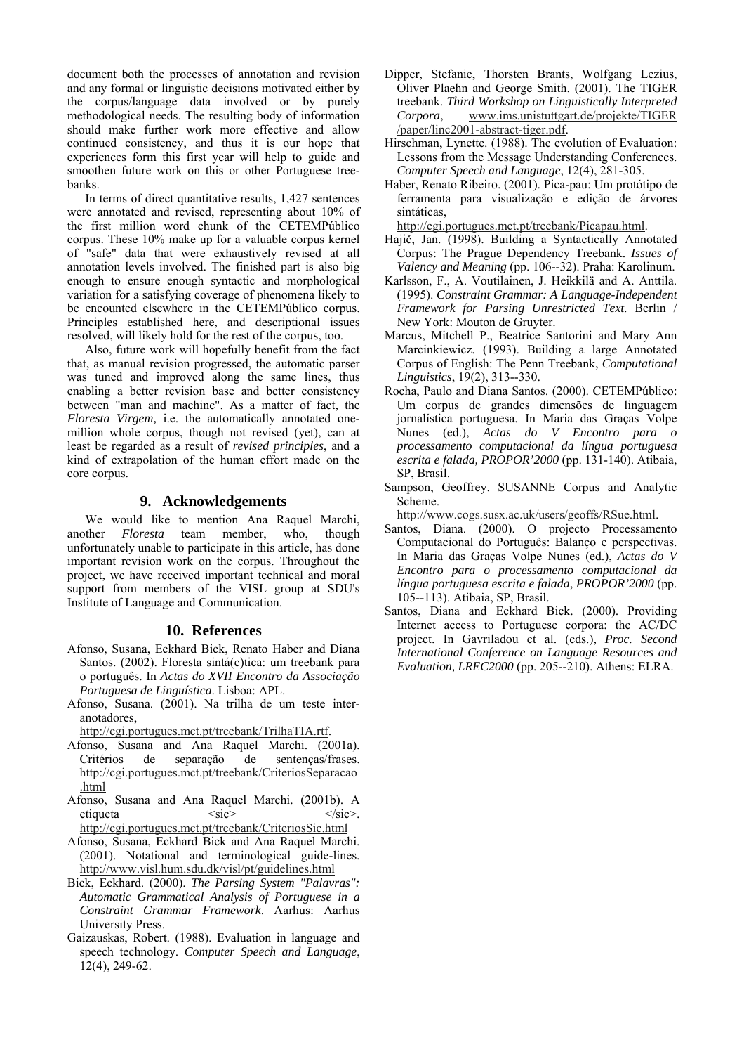document both the processes of annotation and revision and any formal or linguistic decisions motivated either by the corpus/language data involved or by purely methodological needs. The resulting body of information should make further work more effective and allow continued consistency, and thus it is our hope that experiences form this first year will help to guide and smoothen future work on this or other Portuguese treebanks.

In terms of direct quantitative results, 1,427 sentences were annotated and revised, representing about 10% of the first million word chunk of the CETEMPúblico corpus. These 10% make up for a valuable corpus kernel of "safe" data that were exhaustively revised at all annotation levels involved. The finished part is also big enough to ensure enough syntactic and morphological variation for a satisfying coverage of phenomena likely to be encounted elsewhere in the CETEMPúblico corpus. Principles established here, and descriptional issues resolved, will likely hold for the rest of the corpus, too.

Also, future work will hopefully benefit from the fact that, as manual revision progressed, the automatic parser was tuned and improved along the same lines, thus enabling a better revision base and better consistency between "man and machine". As a matter of fact, the *Floresta Virgem,* i.e. the automatically annotated one-million whole corpus, though not revised (yet), can at least be regarded as a result of *revised principles*, and a kind of extrapolation of the human effort made on the core corpus.

## 9. Acknowledgements

We would like to mention Ana Raquel Marchi, another *Floresta* team member, who, though unfortunately unable to participate in this article, has done important revision work on the corpus. Throughout the project, we have received important technical and moral support from members of the VISL group at SDU's Institute of Language and Communication.

## 10. References

Afonso, Susana, Eckhard Bick, Renato Haber and Diana Santos. (2002). Floresta sintá(c)tica: um treebank para o português. In *Actas do XVII Encontro da Associação Portuguesa de Linguística*. Lisboa: APL.

Afonso, Susana. (2001). Na trilha de um teste inter-anotadores, http://cgi.portugues.mct.pt/treebank/TrilhaTIA.rtf.

Afonso, Susana and Ana Raquel Marchi. (2001a). Critérios de separação de sentenças/frases. http://cgi.portugues.mct.pt/treebank/CriteriosSeparacao.html

Afonso, Susana and Ana Raquel Marchi. (2001b). A etiqueta <sic> </sic>. http://cgi.portugues.mct.pt/treebank/CriteriosSic.html

Afonso, Susana, Eckhard Bick and Ana Raquel Marchi. (2001). Notational and terminological guide-lines. http://www.visl.hum.sdu.dk/visl/pt/guidelines.html

Bick, Eckhard. (2000). *The Parsing System "Palavras": Automatic Grammatical Analysis of Portuguese in a Constraint Grammar Framework*. Aarhus: Aarhus University Press.

Gaizauskas, Robert. (1988). Evaluation in language and speech technology. *Computer Speech and Language*, 12(4), 249-62.

Dipper, Stefanie, Thorsten Brants, Wolfgang Lezius, Oliver Plaehn and George Smith. (2001). The TIGER treebank. *Third Workshop on Linguistically Interpreted Corpora*, www.ims.unistuttgart.de/projekte/TIGER/paper/linc2001-abstract-tiger.pdf.

Hirschman, Lynette. (1988). The evolution of Evaluation: Lessons from the Message Understanding Conferences. *Computer Speech and Language*, 12(4), 281-305.

Haber, Renato Ribeiro. (2001). Pica-pau: Um protótipo de ferramenta para visualização e edição de árvores sintáticas, http://cgi.portugues.mct.pt/treebank/Picapau.html.

Hajič, Jan. (1998). Building a Syntactically Annotated Corpus: The Prague Dependency Treebank. *Issues of Valency and Meaning* (pp. 106--32). Praha: Karolinum.

Karlsson, F., A. Voutilainen, J. Heikkilä and A. Anttila. (1995). *Constraint Grammar: A Language-Independent Framework for Parsing Unrestricted Text*. Berlin / New York: Mouton de Gruyter.

Marcus, Mitchell P., Beatrice Santorini and Mary Ann Marcinkiewicz. (1993). Building a large Annotated Corpus of English: The Penn Treebank, *Computational Linguistics*, 19(2), 313--330.

Rocha, Paulo and Diana Santos. (2000). CETEMPúblico: Um corpus de grandes dimensões de linguagem jornalística portuguesa. In Maria das Graças Volpe Nunes (ed.), *Actas do V Encontro para o processamento computacional da língua portuguesa escrita e falada, PROPOR'2000* (pp. 131-140). Atibaia, SP, Brasil.

Sampson, Geoffrey. SUSANNE Corpus and Analytic Scheme. http://www.cogs.susx.ac.uk/users/geoffs/RSue.html.

Santos, Diana. (2000). O projecto Processamento Computacional do Português: Balanço e perspectivas. In Maria das Graças Volpe Nunes (ed.), *Actas do V Encontro para o processamento computacional da língua portuguesa escrita e falada*, *PROPOR'2000* (pp. 105--113). Atibaia, SP, Brasil.

Santos, Diana and Eckhard Bick. (2000). Providing Internet access to Portuguese corpora: the AC/DC project. In Gavriladou et al. (eds.), *Proc. Second International Conference on Language Resources and Evaluation, LREC2000* (pp. 205--210). Athens: ELRA.